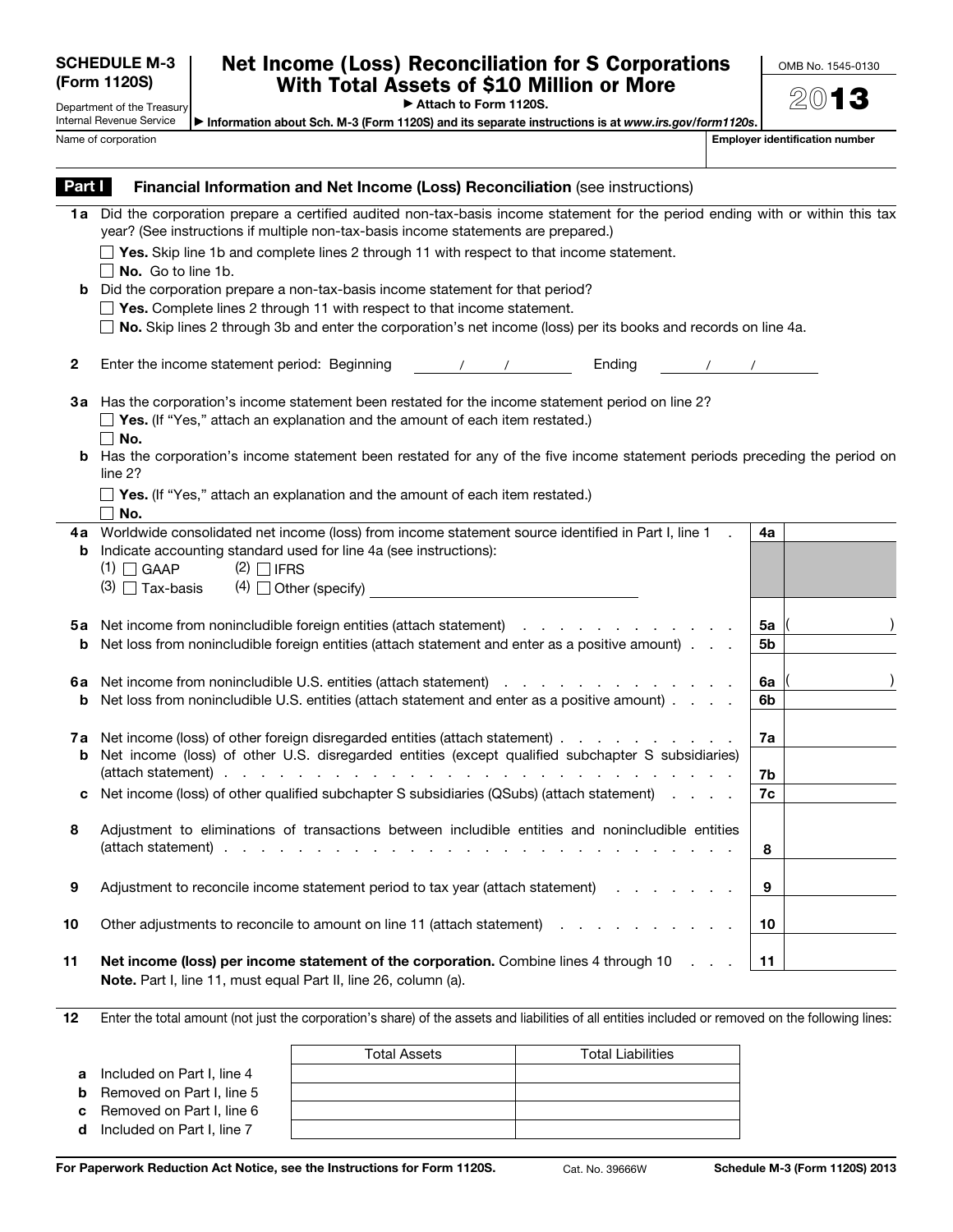**SCHEDULE M-3 (Form 1120S)**

Department of the Treasury
Internal Revenue Service

# Net Income (Loss) Reconciliation for S Corporations With Total Assets of $10 Million or More

▶ Attach to Form 1120S.

▶ Information about Sch. M-3 (Form 1120S) and its separate instructions is at *www.irs.gov/form1120s*.

OMB No. 1545-0130

2013

Name of corporation | **Employer identification number**

## Part I Financial Information and Net Income (Loss) Reconciliation (see instructions)

**1a** Did the corporation prepare a certified audited non-tax-basis income statement for the period ending with or within this tax year? (See instructions if multiple non-tax-basis income statements are prepared.)

☐ **Yes.** Skip line 1b and complete lines 2 through 11 with respect to that income statement.
☐ **No.** Go to line 1b.

**b** Did the corporation prepare a non-tax-basis income statement for that period?

☐ **Yes.** Complete lines 2 through 11 with respect to that income statement.
☐ **No.** Skip lines 2 through 3b and enter the corporation's net income (loss) per its books and records on line 4a.

**2** Enter the income statement period: Beginning ____/____/____ Ending ____/____/____

**3a** Has the corporation's income statement been restated for the income statement period on line 2?

☐ **Yes.** (If "Yes," attach an explanation and the amount of each item restated.)
☐ **No.**

**b** Has the corporation's income statement been restated for any of the five income statement periods preceding the period on line 2?

☐ **Yes.** (If "Yes," attach an explanation and the amount of each item restated.)
☐ **No.**

| | | Line | Amount |
|---|---|---|---|
| **4a** | Worldwide consolidated net income (loss) from income statement source identified in Part I, line 1 | 4a | |
| **b** | Indicate accounting standard used for line 4a (see instructions): (1) ☐ GAAP (2) ☐ IFRS (3) ☐ Tax-basis (4) ☐ Other (specify) ________ | | |
| **5a** | Net income from nonincludible foreign entities (attach statement) | 5a | ( ) |
| **b** | Net loss from nonincludible foreign entities (attach statement and enter as a positive amount) | 5b | |
| **6a** | Net income from nonincludible U.S. entities (attach statement) | 6a | ( ) |
| **b** | Net loss from nonincludible U.S. entities (attach statement and enter as a positive amount) | 6b | |
| **7a** | Net income (loss) of other foreign disregarded entities (attach statement) | 7a | |
| **b** | Net income (loss) of other U.S. disregarded entities (except qualified subchapter S subsidiaries) (attach statement) | 7b | |
| **c** | Net income (loss) of other qualified subchapter S subsidiaries (QSubs) (attach statement) | 7c | |
| **8** | Adjustment to eliminations of transactions between includible entities and nonincludible entities (attach statement) | 8 | |
| **9** | Adjustment to reconcile income statement period to tax year (attach statement) | 9 | |
| **10** | Other adjustments to reconcile to amount on line 11 (attach statement) | 10 | |
| **11** | **Net income (loss) per income statement of the corporation.** Combine lines 4 through 10 | 11 | |

**Note.** Part I, line 11, must equal Part II, line 26, column (a).

**12** Enter the total amount (not just the corporation's share) of the assets and liabilities of all entities included or removed on the following lines:

| | Total Assets | Total Liabilities |
|---|---|---|
| **a** Included on Part I, line 4 | | |
| **b** Removed on Part I, line 5 | | |
| **c** Removed on Part I, line 6 | | |
| **d** Included on Part I, line 7 | | |

**For Paperwork Reduction Act Notice, see the Instructions for Form 1120S.** Cat. No. 39666W **Schedule M-3 (Form 1120S) 2013**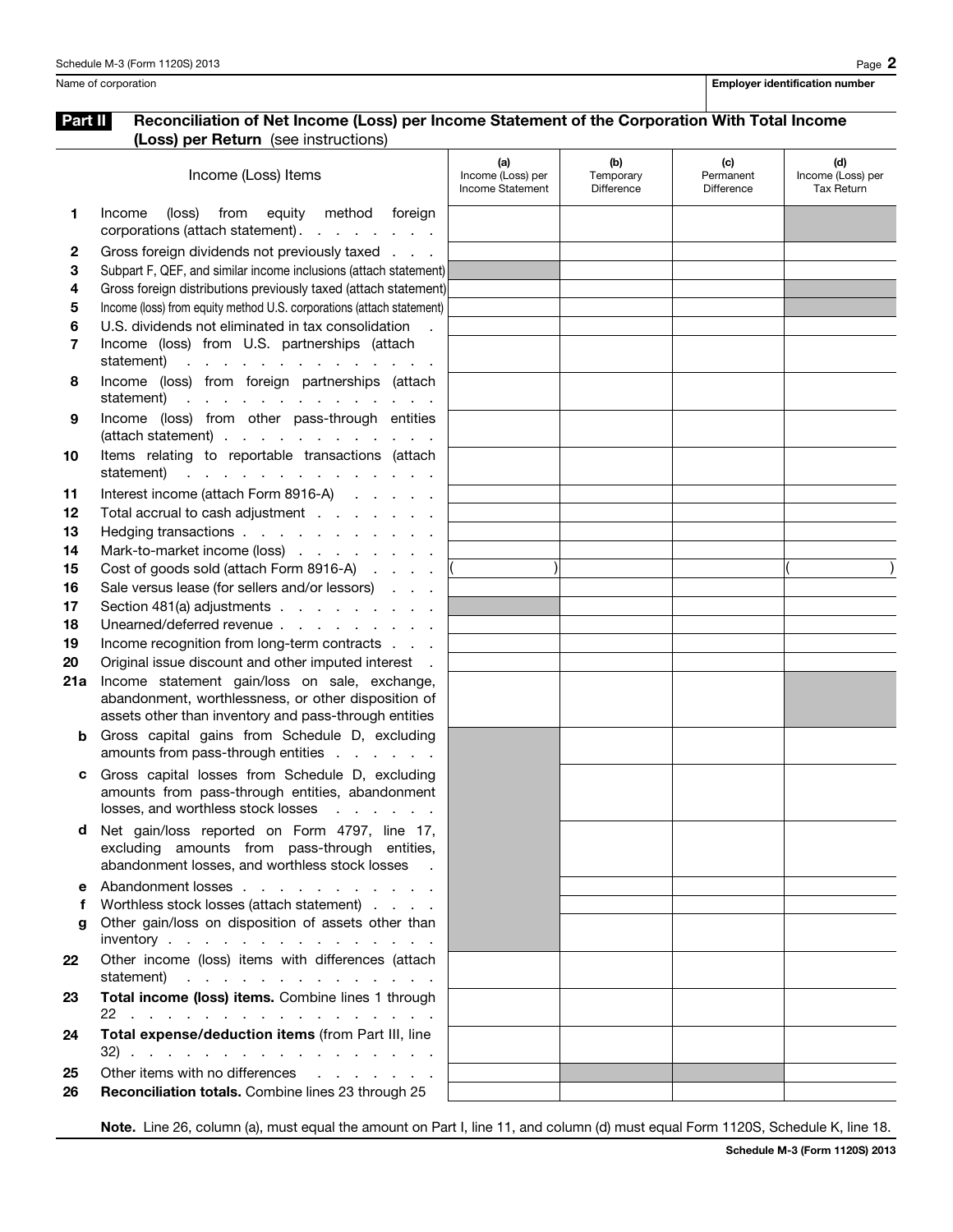Name of corporation | Employer identification number

## Part II Reconciliation of Net Income (Loss) per Income Statement of the Corporation With Total Income (Loss) per Return (see instructions)

| | Income (Loss) Items | (a) Income (Loss) per Income Statement | (b) Temporary Difference | (c) Permanent Difference | (d) Income (Loss) per Tax Return |
|---|---|---|---|---|---|
| 1 | Income (loss) from equity method foreign corporations (attach statement) | | | | |
| 2 | Gross foreign dividends not previously taxed | | | | |
| 3 | Subpart F, QEF, and similar income inclusions (attach statement) | | | | |
| 4 | Gross foreign distributions previously taxed (attach statement) | | | | |
| 5 | Income (loss) from equity method U.S. corporations (attach statement) | | | | |
| 6 | U.S. dividends not eliminated in tax consolidation | | | | |
| 7 | Income (loss) from U.S. partnerships (attach statement) | | | | |
| 8 | Income (loss) from foreign partnerships (attach statement) | | | | |
| 9 | Income (loss) from other pass-through entities (attach statement) | | | | |
| 10 | Items relating to reportable transactions (attach statement) | | | | |
| 11 | Interest income (attach Form 8916-A) | | | | |
| 12 | Total accrual to cash adjustment | | | | |
| 13 | Hedging transactions | | | | |
| 14 | Mark-to-market income (loss) | | | | |
| 15 | Cost of goods sold (attach Form 8916-A) | ( ) | | | ( ) |
| 16 | Sale versus lease (for sellers and/or lessors) | | | | |
| 17 | Section 481(a) adjustments | | | | |
| 18 | Unearned/deferred revenue | | | | |
| 19 | Income recognition from long-term contracts | | | | |
| 20 | Original issue discount and other imputed interest | | | | |
| 21a | Income statement gain/loss on sale, exchange, abandonment, worthlessness, or other disposition of assets other than inventory and pass-through entities | | | | |
| b | Gross capital gains from Schedule D, excluding amounts from pass-through entities | | | | |
| c | Gross capital losses from Schedule D, excluding amounts from pass-through entities, abandonment losses, and worthless stock losses | | | | |
| d | Net gain/loss reported on Form 4797, line 17, excluding amounts from pass-through entities, abandonment losses, and worthless stock losses | | | | |
| e | Abandonment losses | | | | |
| f | Worthless stock losses (attach statement) | | | | |
| g | Other gain/loss on disposition of assets other than inventory | | | | |
| 22 | Other income (loss) items with differences (attach statement) | | | | |
| 23 | **Total income (loss) items.** Combine lines 1 through 22 | | | | |
| 24 | **Total expense/deduction items** (from Part III, line 32) | | | | |
| 25 | Other items with no differences | | | | |
| 26 | **Reconciliation totals.** Combine lines 23 through 25 | | | | |

**Note.** Line 26, column (a), must equal the amount on Part I, line 11, and column (d) must equal Form 1120S, Schedule K, line 18.

**Schedule M-3 (Form 1120S) 2013**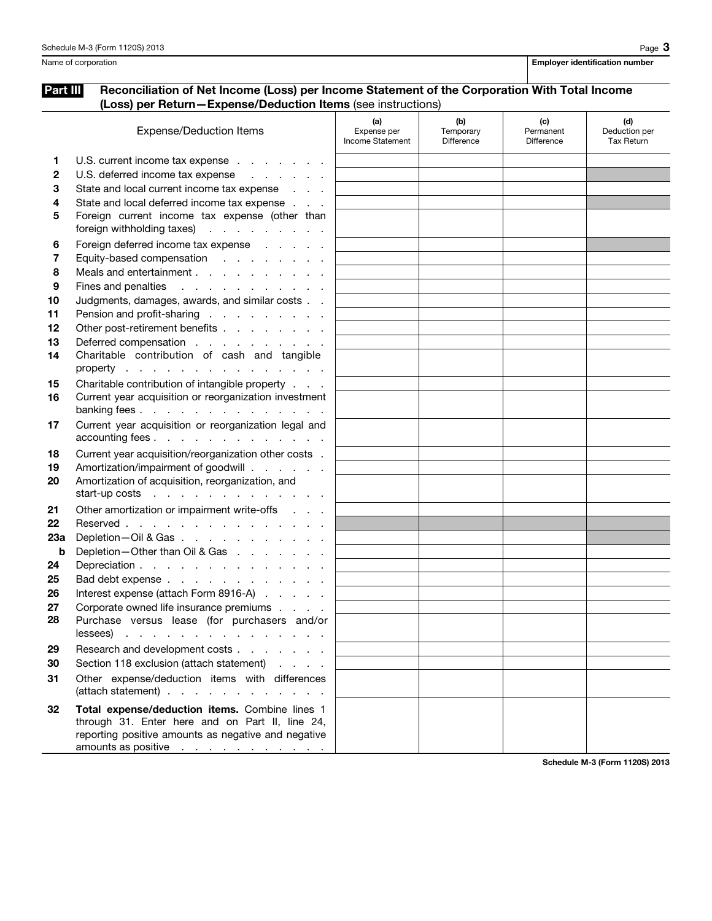Name of corporation | Employer identification number

## Part III Reconciliation of Net Income (Loss) per Income Statement of the Corporation With Total Income (Loss) per Return—Expense/Deduction Items (see instructions)

| | Expense/Deduction Items | (a) Expense per Income Statement | (b) Temporary Difference | (c) Permanent Difference | (d) Deduction per Tax Return |
|---|---|---|---|---|---|
| 1 | U.S. current income tax expense | | | | |
| 2 | U.S. deferred income tax expense | | | | |
| 3 | State and local current income tax expense | | | | |
| 4 | State and local deferred income tax expense | | | | |
| 5 | Foreign current income tax expense (other than foreign withholding taxes) | | | | |
| 6 | Foreign deferred income tax expense | | | | |
| 7 | Equity-based compensation | | | | |
| 8 | Meals and entertainment | | | | |
| 9 | Fines and penalties | | | | |
| 10 | Judgments, damages, awards, and similar costs | | | | |
| 11 | Pension and profit-sharing | | | | |
| 12 | Other post-retirement benefits | | | | |
| 13 | Deferred compensation | | | | |
| 14 | Charitable contribution of cash and tangible property | | | | |
| 15 | Charitable contribution of intangible property | | | | |
| 16 | Current year acquisition or reorganization investment banking fees | | | | |
| 17 | Current year acquisition or reorganization legal and accounting fees | | | | |
| 18 | Current year acquisition/reorganization other costs | | | | |
| 19 | Amortization/impairment of goodwill | | | | |
| 20 | Amortization of acquisition, reorganization, and start-up costs | | | | |
| 21 | Other amortization or impairment write-offs | | | | |
| 22 | Reserved | | | | |
| 23a | Depletion—Oil & Gas | | | | |
| b | Depletion—Other than Oil & Gas | | | | |
| 24 | Depreciation | | | | |
| 25 | Bad debt expense | | | | |
| 26 | Interest expense (attach Form 8916-A) | | | | |
| 27 | Corporate owned life insurance premiums | | | | |
| 28 | Purchase versus lease (for purchasers and/or lessees) | | | | |
| 29 | Research and development costs | | | | |
| 30 | Section 118 exclusion (attach statement) | | | | |
| 31 | Other expense/deduction items with differences (attach statement) | | | | |
| 32 | **Total expense/deduction items.** Combine lines 1 through 31. Enter here and on Part II, line 24, reporting positive amounts as negative and negative amounts as positive | | | | |